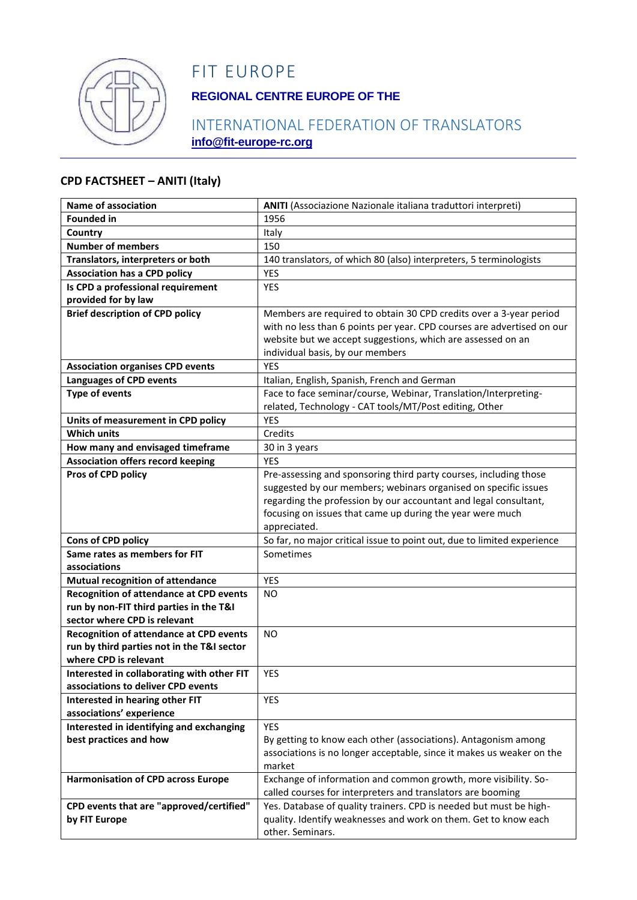# FIT EUROPE

**REGIONAL CENTRE EUROPE OF THE**

INTERNATIONAL FEDERATION OF TRANSLATORS

**info@fit-europe-rc.org**

## CPD FACTSHEET – ANITI (Italy)

| Name of association | **ANITI** (Associazione Nazionale italiana traduttori interpreti) |
|---|---|
| **Founded in** | 1956 |
| **Country** | Italy |
| **Number of members** | 150 |
| **Translators, interpreters or both** | 140 translators, of which 80 (also) interpreters, 5 terminologists |
| **Association has a CPD policy** | YES |
| **Is CPD a professional requirement provided for by law** | YES |
| **Brief description of CPD policy** | Members are required to obtain 30 CPD credits over a 3-year period with no less than 6 points per year. CPD courses are advertised on our website but we accept suggestions, which are assessed on an individual basis, by our members |
| **Association organises CPD events** | YES |
| **Languages of CPD events** | Italian, English, Spanish, French and German |
| **Type of events** | Face to face seminar/course, Webinar, Translation/Interpreting-related, Technology - CAT tools/MT/Post editing, Other |
| **Units of measurement in CPD policy** | YES |
| **Which units** | Credits |
| **How many and envisaged timeframe** | 30 in 3 years |
| **Association offers record keeping** | YES |
| **Pros of CPD policy** | Pre-assessing and sponsoring third party courses, including those suggested by our members; webinars organised on specific issues regarding the profession by our accountant and legal consultant, focusing on issues that came up during the year were much appreciated. |
| **Cons of CPD policy** | So far, no major critical issue to point out, due to limited experience |
| **Same rates as members for FIT associations** | Sometimes |
| **Mutual recognition of attendance** | YES |
| **Recognition of attendance at CPD events run by non-FIT third parties in the T&I sector where CPD is relevant** | NO |
| **Recognition of attendance at CPD events run by third parties not in the T&I sector where CPD is relevant** | NO |
| **Interested in collaborating with other FIT associations to deliver CPD events** | YES |
| **Interested in hearing other FIT associations' experience** | YES |
| **Interested in identifying and exchanging best practices and how** | YES<br>By getting to know each other (associations). Antagonism among associations is no longer acceptable, since it makes us weaker on the market |
| **Harmonisation of CPD across Europe** | Exchange of information and common growth, more visibility. So-called courses for interpreters and translators are booming |
| **CPD events that are "approved/certified" by FIT Europe** | Yes. Database of quality trainers. CPD is needed but must be high-quality. Identify weaknesses and work on them. Get to know each other. Seminars. |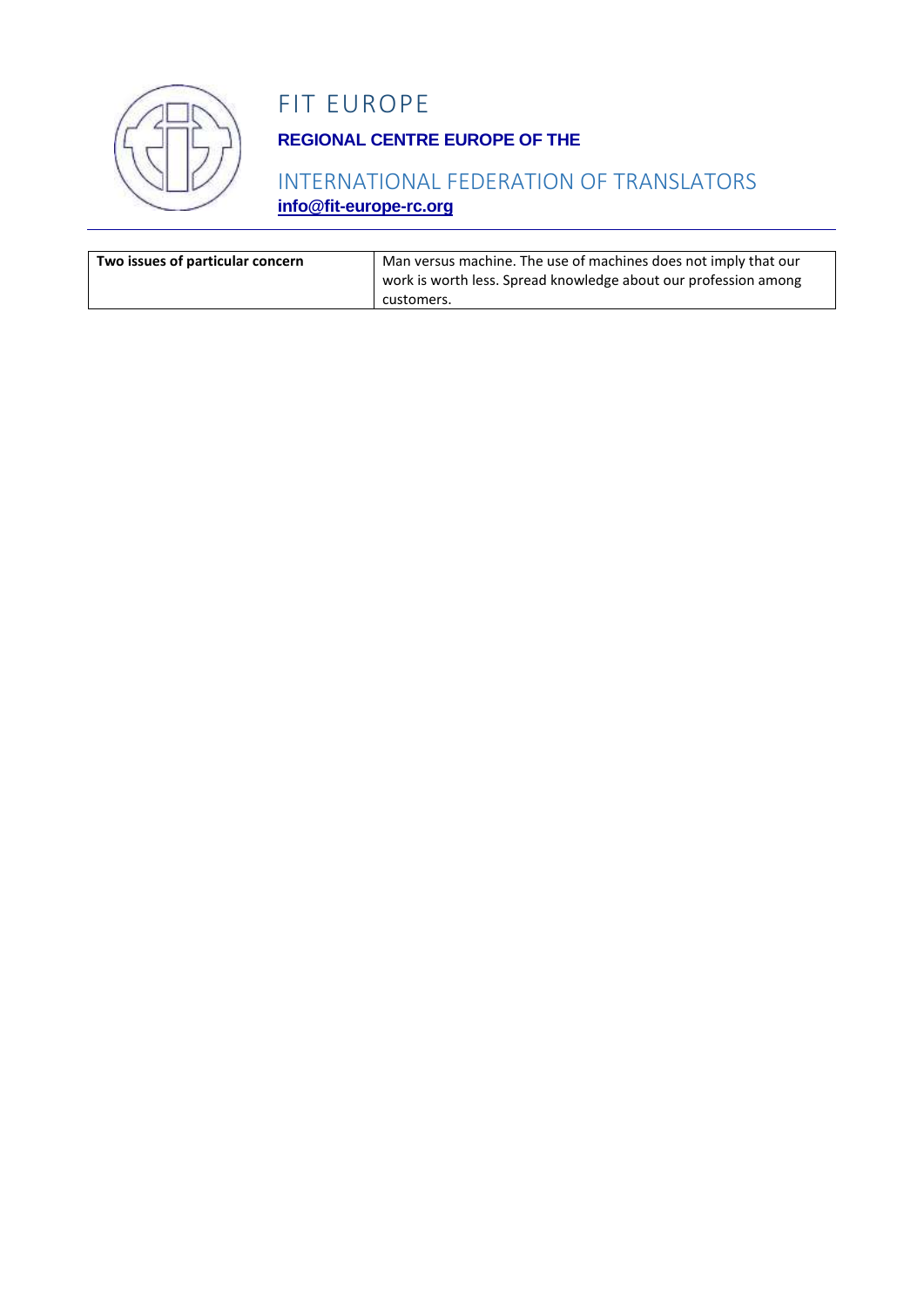| | |
|---|---|
| **Two issues of particular concern** | Man versus machine. The use of machines does not imply that our work is worth less. Spread knowledge about our profession among customers. |